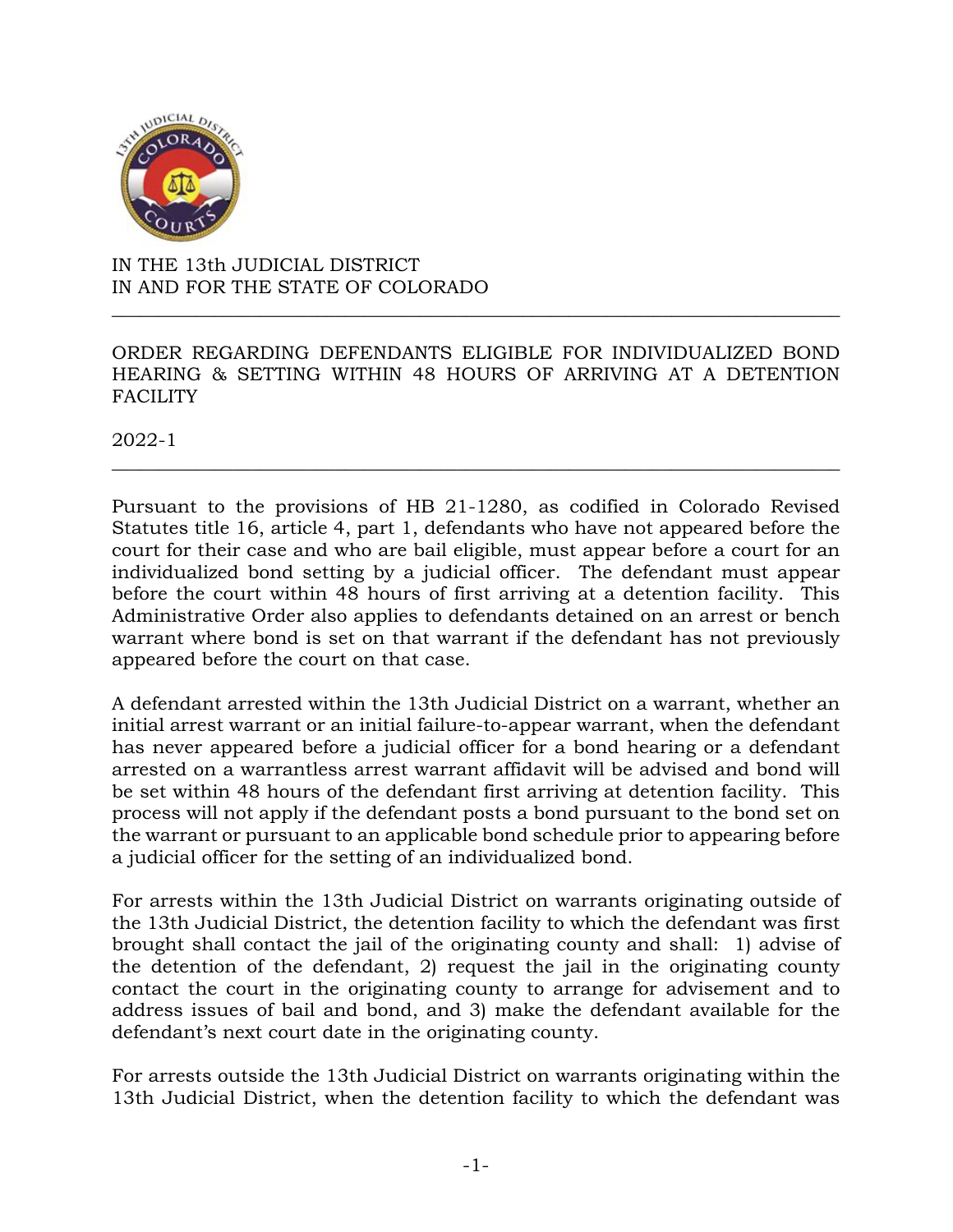IN THE 13th JUDICIAL DISTRICT
IN AND FOR THE STATE OF COLORADO

---

ORDER REGARDING DEFENDANTS ELIGIBLE FOR INDIVIDUALIZED BOND HEARING & SETTING WITHIN 48 HOURS OF ARRIVING AT A DETENTION FACILITY

2022-1

---

Pursuant to the provisions of HB 21-1280, as codified in Colorado Revised Statutes title 16, article 4, part 1, defendants who have not appeared before the court for their case and who are bail eligible, must appear before a court for an individualized bond setting by a judicial officer. The defendant must appear before the court within 48 hours of first arriving at a detention facility. This Administrative Order also applies to defendants detained on an arrest or bench warrant where bond is set on that warrant if the defendant has not previously appeared before the court on that case.

A defendant arrested within the 13th Judicial District on a warrant, whether an initial arrest warrant or an initial failure-to-appear warrant, when the defendant has never appeared before a judicial officer for a bond hearing or a defendant arrested on a warrantless arrest warrant affidavit will be advised and bond will be set within 48 hours of the defendant first arriving at detention facility. This process will not apply if the defendant posts a bond pursuant to the bond set on the warrant or pursuant to an applicable bond schedule prior to appearing before a judicial officer for the setting of an individualized bond.

For arrests within the 13th Judicial District on warrants originating outside of the 13th Judicial District, the detention facility to which the defendant was first brought shall contact the jail of the originating county and shall: 1) advise of the detention of the defendant, 2) request the jail in the originating county contact the court in the originating county to arrange for advisement and to address issues of bail and bond, and 3) make the defendant available for the defendant's next court date in the originating county.

For arrests outside the 13th Judicial District on warrants originating within the 13th Judicial District, when the detention facility to which the defendant was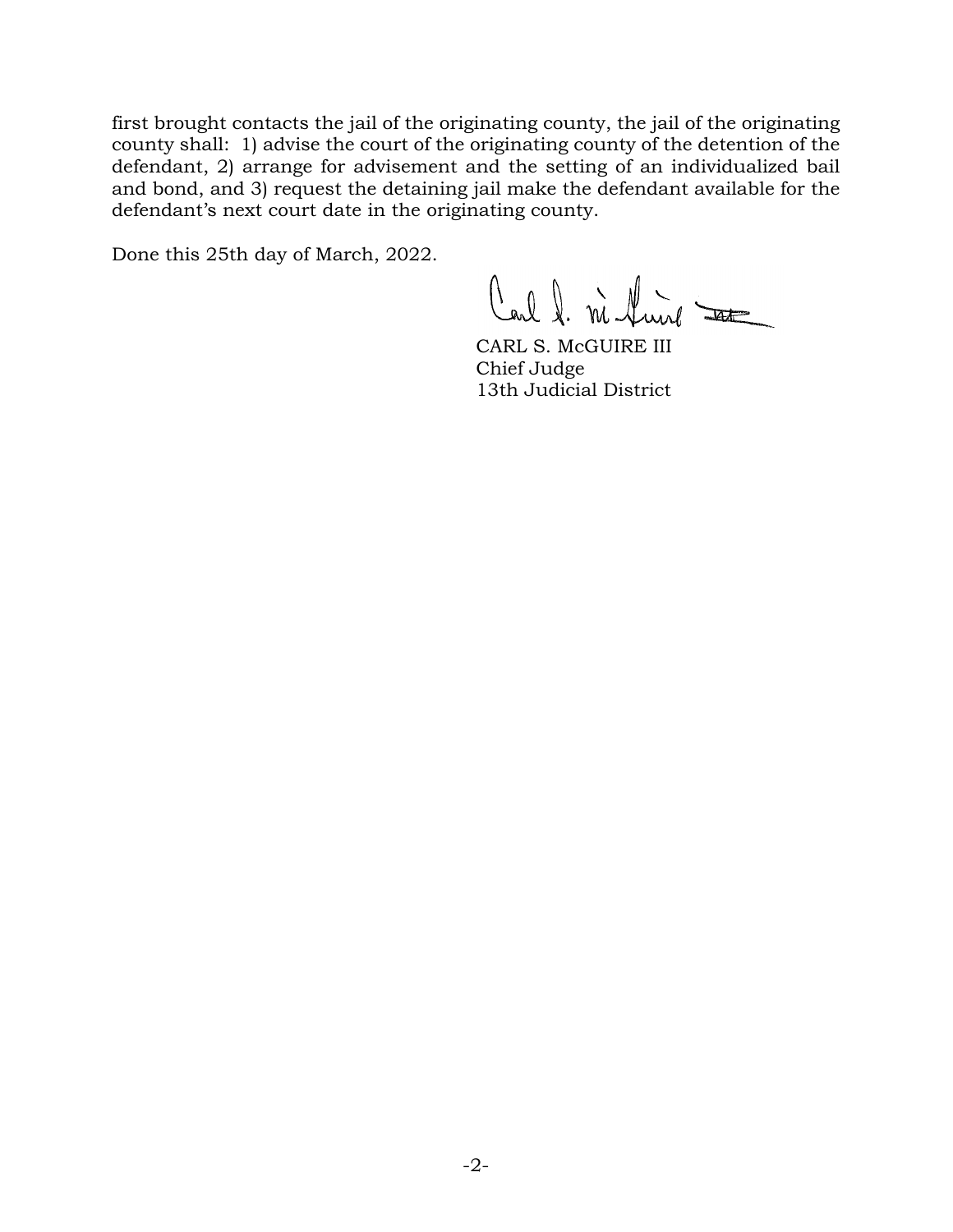first brought contacts the jail of the originating county, the jail of the originating county shall: 1) advise the court of the originating county of the detention of the defendant, 2) arrange for advisement and the setting of an individualized bail and bond, and 3) request the detaining jail make the defendant available for the defendant's next court date in the originating county.

Done this 25th day of March, 2022.

CARL S. McGUIRE III
Chief Judge
13th Judicial District